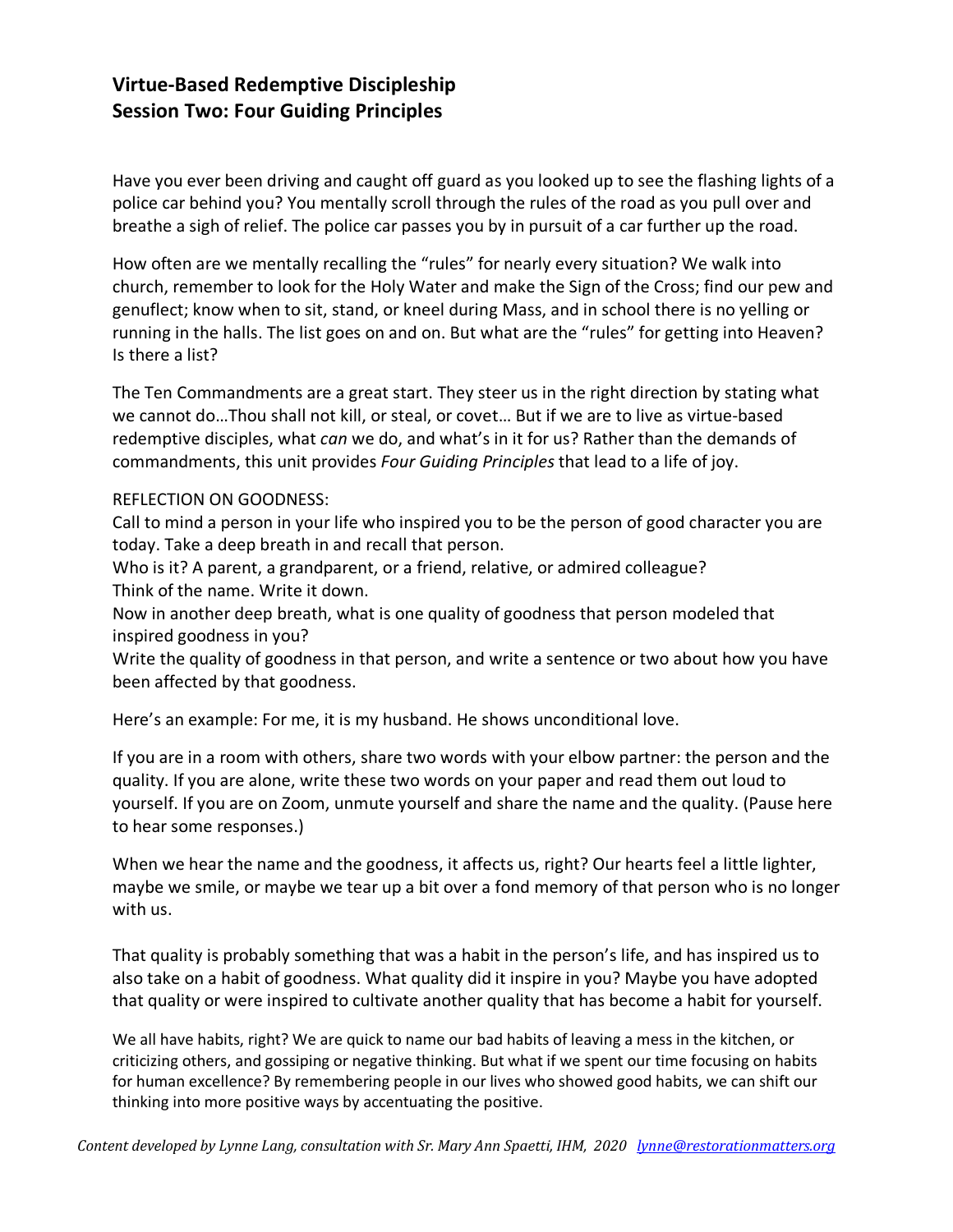## Virtue-Based Redemptive Discipleship
## Session Two: Four Guiding Principles

Have you ever been driving and caught off guard as you looked up to see the flashing lights of a police car behind you? You mentally scroll through the rules of the road as you pull over and breathe a sigh of relief. The police car passes you by in pursuit of a car further up the road.

How often are we mentally recalling the "rules" for nearly every situation? We walk into church, remember to look for the Holy Water and make the Sign of the Cross; find our pew and genuflect; know when to sit, stand, or kneel during Mass, and in school there is no yelling or running in the halls. The list goes on and on. But what are the "rules" for getting into Heaven? Is there a list?

The Ten Commandments are a great start. They steer us in the right direction by stating what we cannot do…Thou shall not kill, or steal, or covet… But if we are to live as virtue-based redemptive disciples, what *can* we do, and what's in it for us? Rather than the demands of commandments, this unit provides *Four Guiding Principles* that lead to a life of joy.

REFLECTION ON GOODNESS:
Call to mind a person in your life who inspired you to be the person of good character you are today. Take a deep breath in and recall that person.
Who is it? A parent, a grandparent, or a friend, relative, or admired colleague?
Think of the name. Write it down.
Now in another deep breath, what is one quality of goodness that person modeled that inspired goodness in you?
Write the quality of goodness in that person, and write a sentence or two about how you have been affected by that goodness.

Here's an example: For me, it is my husband. He shows unconditional love.

If you are in a room with others, share two words with your elbow partner: the person and the quality. If you are alone, write these two words on your paper and read them out loud to yourself. If you are on Zoom, unmute yourself and share the name and the quality. (Pause here to hear some responses.)

When we hear the name and the goodness, it affects us, right? Our hearts feel a little lighter, maybe we smile, or maybe we tear up a bit over a fond memory of that person who is no longer with us.

That quality is probably something that was a habit in the person's life, and has inspired us to also take on a habit of goodness. What quality did it inspire in you? Maybe you have adopted that quality or were inspired to cultivate another quality that has become a habit for yourself.

We all have habits, right? We are quick to name our bad habits of leaving a mess in the kitchen, or criticizing others, and gossiping or negative thinking. But what if we spent our time focusing on habits for human excellence? By remembering people in our lives who showed good habits, we can shift our thinking into more positive ways by accentuating the positive.

*Content developed by Lynne Lang, consultation with Sr. Mary Ann Spaetti, IHM, 2020* lynne@restorationmatters.org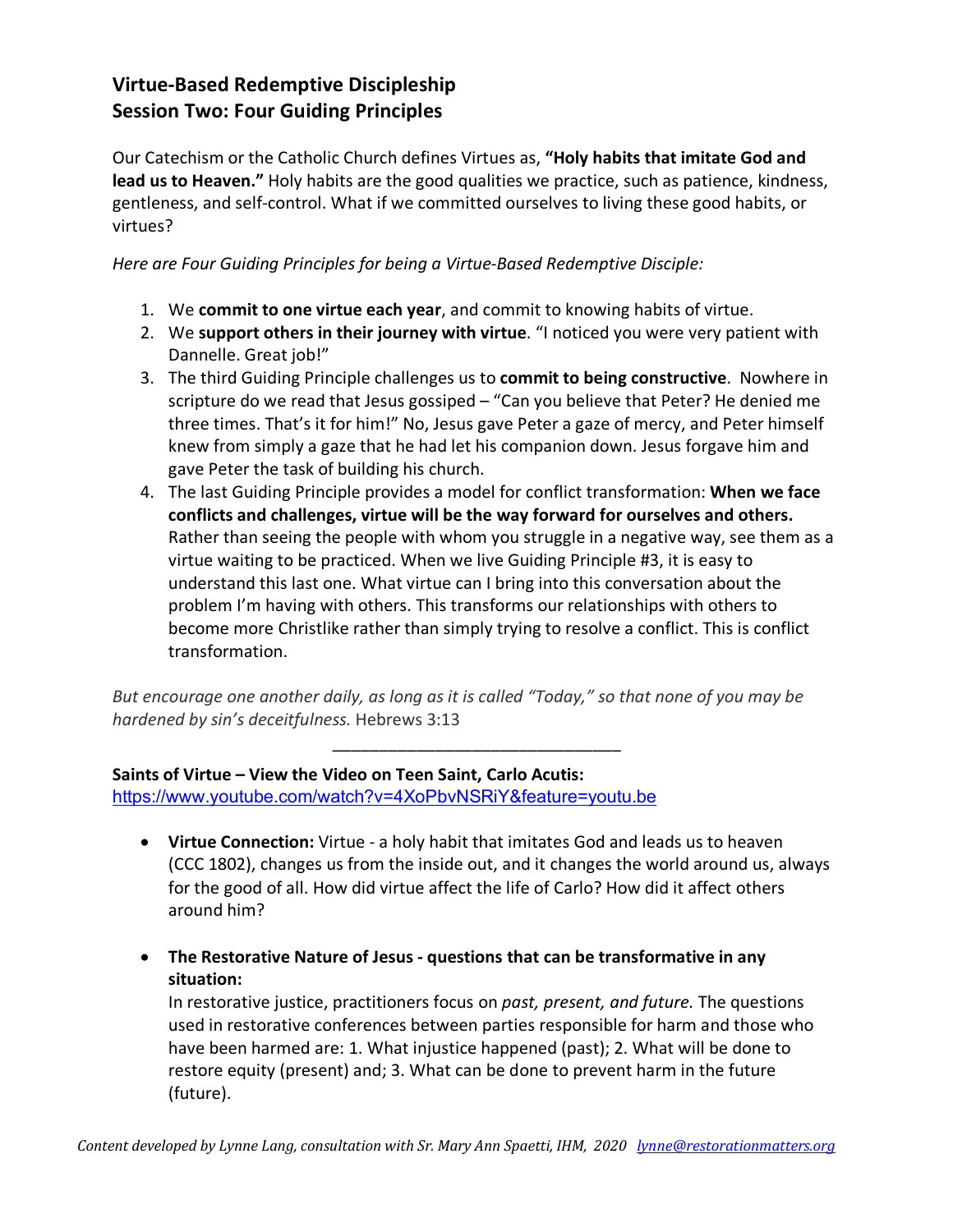## Virtue-Based Redemptive Discipleship
## Session Two: Four Guiding Principles

Our Catechism or the Catholic Church defines Virtues as, **"Holy habits that imitate God and lead us to Heaven."** Holy habits are the good qualities we practice, such as patience, kindness, gentleness, and self-control. What if we committed ourselves to living these good habits, or virtues?

*Here are Four Guiding Principles for being a Virtue-Based Redemptive Disciple:*

1. We **commit to one virtue each year**, and commit to knowing habits of virtue.
2. We **support others in their journey with virtue**. "I noticed you were very patient with Dannelle. Great job!"
3. The third Guiding Principle challenges us to **commit to being constructive**. Nowhere in scripture do we read that Jesus gossiped – "Can you believe that Peter? He denied me three times. That's it for him!" No, Jesus gave Peter a gaze of mercy, and Peter himself knew from simply a gaze that he had let his companion down. Jesus forgave him and gave Peter the task of building his church.
4. The last Guiding Principle provides a model for conflict transformation: **When we face conflicts and challenges, virtue will be the way forward for ourselves and others.** Rather than seeing the people with whom you struggle in a negative way, see them as a virtue waiting to be practiced. When we live Guiding Principle #3, it is easy to understand this last one. What virtue can I bring into this conversation about the problem I'm having with others. This transforms our relationships with others to become more Christlike rather than simply trying to resolve a conflict. This is conflict transformation.

*But encourage one another daily, as long as it is called "Today," so that none of you may be hardened by sin's deceitfulness.* Hebrews 3:13

---

**Saints of Virtue – View the Video on Teen Saint, Carlo Acutis:**
[https://www.youtube.com/watch?v=4XoPbvNSRiY&feature=youtu.be](https://www.youtube.com/watch?v=4XoPbvNSRiY&feature=youtu.be)

- **Virtue Connection:** Virtue - a holy habit that imitates God and leads us to heaven (CCC 1802), changes us from the inside out, and it changes the world around us, always for the good of all. How did virtue affect the life of Carlo? How did it affect others around him?

- **The Restorative Nature of Jesus - questions that can be transformative in any situation:**
  In restorative justice, practitioners focus on *past, present, and future.* The questions used in restorative conferences between parties responsible for harm and those who have been harmed are: 1. What injustice happened (past); 2. What will be done to restore equity (present) and; 3. What can be done to prevent harm in the future (future).

*Content developed by Lynne Lang, consultation with Sr. Mary Ann Spaetti, IHM, 2020* [lynne@restorationmatters.org](mailto:lynne@restorationmatters.org)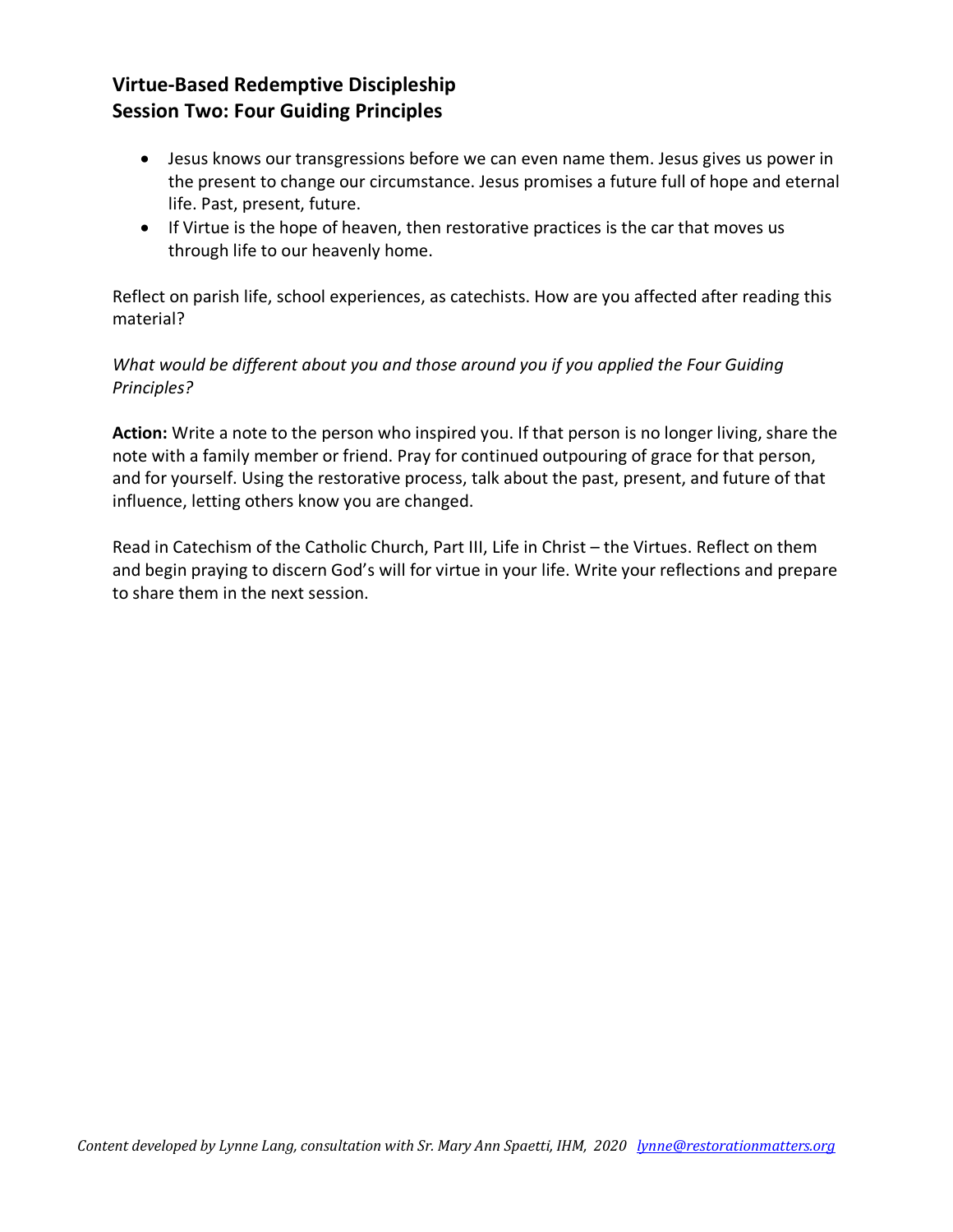## Virtue-Based Redemptive Discipleship
## Session Two: Four Guiding Principles

- Jesus knows our transgressions before we can even name them. Jesus gives us power in the present to change our circumstance. Jesus promises a future full of hope and eternal life. Past, present, future.
- If Virtue is the hope of heaven, then restorative practices is the car that moves us through life to our heavenly home.

Reflect on parish life, school experiences, as catechists. How are you affected after reading this material?

*What would be different about you and those around you if you applied the Four Guiding Principles?*

**Action:** Write a note to the person who inspired you. If that person is no longer living, share the note with a family member or friend. Pray for continued outpouring of grace for that person, and for yourself. Using the restorative process, talk about the past, present, and future of that influence, letting others know you are changed.

Read in Catechism of the Catholic Church, Part III, Life in Christ – the Virtues. Reflect on them and begin praying to discern God's will for virtue in your life. Write your reflections and prepare to share them in the next session.

*Content developed by Lynne Lang, consultation with Sr. Mary Ann Spaetti, IHM, 2020 [lynne@restorationmatters.org](mailto:lynne@restorationmatters.org)*